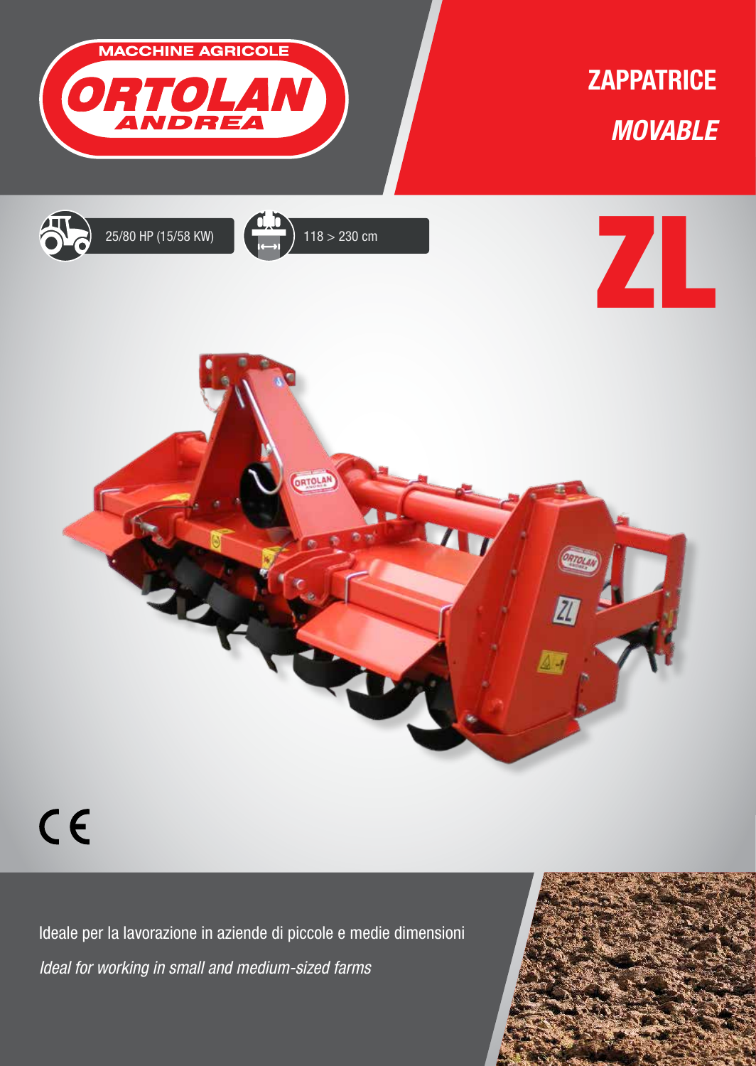MACCHINE AGRICOLE

ORTOLAN ANDREA

# ZAPPATRICE

## *MOVABLE*

25/80 HP (15/58 KW)

118 > 230 cm

# ZL

CE

Ideale per la lavorazione in aziende di piccole e medie dimensioni

*Ideal for working in small and medium-sized farms*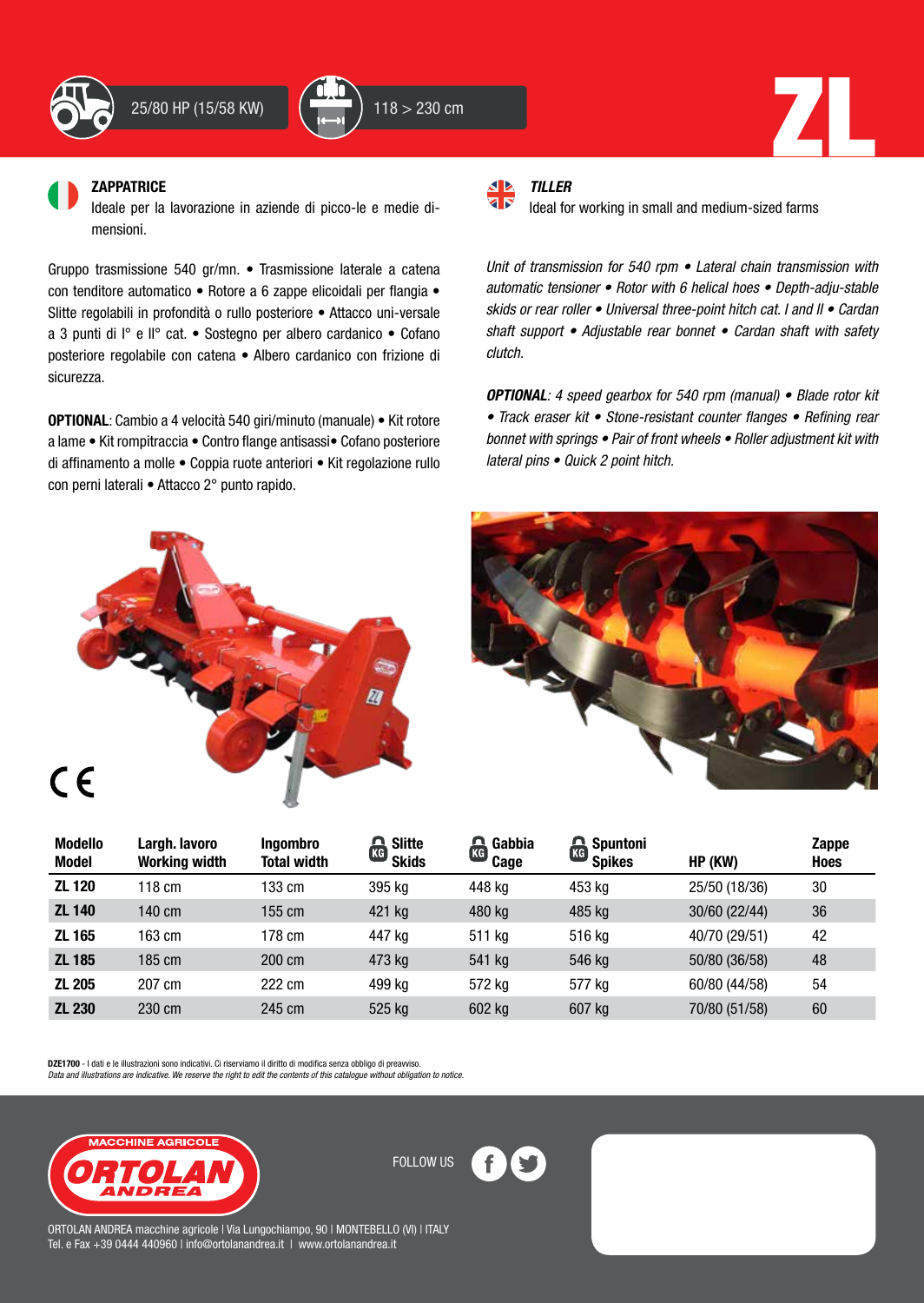25/80 HP (15/58 KW)

118 > 230 cm

# ZL

## ZAPPATRICE

Ideale per la lavorazione in aziende di picco-le e medie di-mensioni.

Gruppo trasmissione 540 gr/mn. • Trasmissione laterale a catena con tenditore automatico • Rotore a 6 zappe elicoidali per flangia • Slitte regolabili in profondità o rullo posteriore • Attacco uni-versale a 3 punti di I° e II° cat. • Sostegno per albero cardanico • Cofano posteriore regolabile con catena • Albero cardanico con frizione di sicurezza.

**OPTIONAL**: Cambio a 4 velocità 540 giri/minuto (manuale) • Kit rotore a lame • Kit rompitraccia • Contro flange antisassi• Cofano posteriore di affinamento a molle • Coppia ruote anteriori • Kit regolazione rullo con perni laterali • Attacco 2° punto rapido.

## *TILLER*

Ideal for working in small and medium-sized farms

*Unit of transmission for 540 rpm • Lateral chain transmission with automatic tensioner • Rotor with 6 helical hoes • Depth-adju-stable skids or rear roller • Universal three-point hitch cat. I and II • Cardan shaft support • Adjustable rear bonnet • Cardan shaft with safety clutch.*

***OPTIONAL**: 4 speed gearbox for 540 rpm (manual) • Blade rotor kit • Track eraser kit • Stone-resistant counter flanges • Refining rear bonnet with springs • Pair of front wheels • Roller adjustment kit with lateral pins • Quick 2 point hitch.*

CE

| Modello Model | Largh. lavoro Working width | Ingombro Total width | Slitte Skids | Gabbia Cage | Spuntoni Spikes | HP (KW) | Zappe Hoes |
|---|---|---|---|---|---|---|---|
| **ZL 120** | 118 cm | 133 cm | 395 kg | 448 kg | 453 kg | 25/50 (18/36) | 30 |
| **ZL 140** | 140 cm | 155 cm | 421 kg | 480 kg | 485 kg | 30/60 (22/44) | 36 |
| **ZL 165** | 163 cm | 178 cm | 447 kg | 511 kg | 516 kg | 40/70 (29/51) | 42 |
| **ZL 185** | 185 cm | 200 cm | 473 kg | 541 kg | 546 kg | 50/80 (36/58) | 48 |
| **ZL 205** | 207 cm | 222 cm | 499 kg | 572 kg | 577 kg | 60/80 (44/58) | 54 |
| **ZL 230** | 230 cm | 245 cm | 525 kg | 602 kg | 607 kg | 70/80 (51/58) | 60 |

**DZE1700** - I dati e le illustrazioni sono indicativi. Ci riserviamo il diritto di modifica senza obbligo di preavviso.
*Data and illustrations are indicative. We reserve the right to edit the contents of this catalogue without obligation to notice.*

MACCHINE AGRICOLE ORTOLAN ANDREA

FOLLOW US

ORTOLAN ANDREA macchine agricole | Via Lungochiampo, 90 | MONTEBELLO (VI) | ITALY
Tel. e Fax +39 0444 440960 | info@ortolanandrea.it | www.ortolanandrea.it